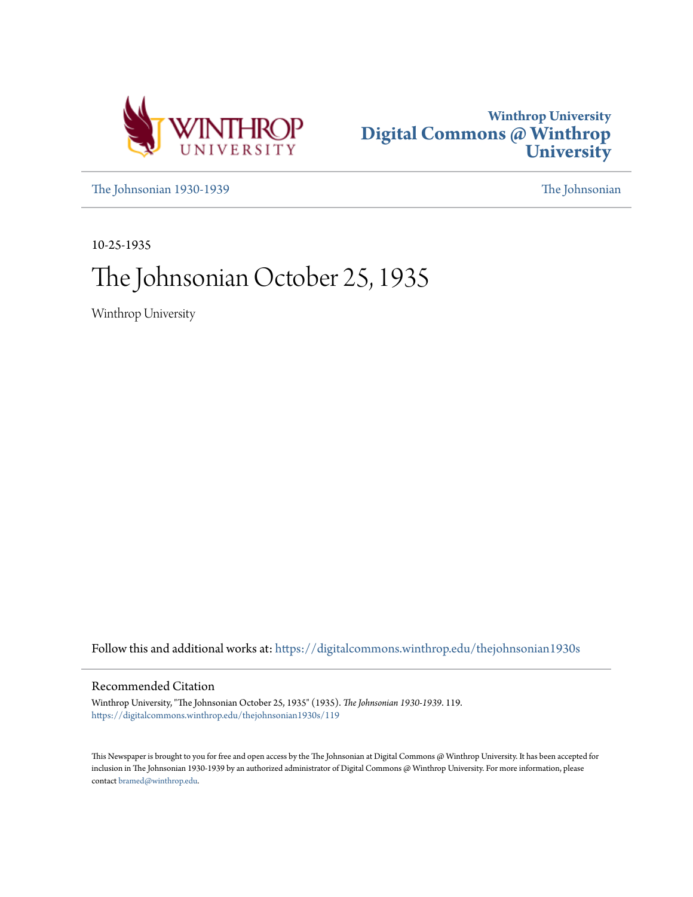Winthrop University
# Digital Commons @ Winthrop University

The Johnsonian 1930-1939 | The Johnsonian

10-25-1935

# The Johnsonian October 25, 1935

Winthrop University

Follow this and additional works at: https://digitalcommons.winthrop.edu/thejohnsonian1930s

## Recommended Citation

Winthrop University, "The Johnsonian October 25, 1935" (1935). *The Johnsonian 1930-1939*. 119.
https://digitalcommons.winthrop.edu/thejohnsonian1930s/119

This Newspaper is brought to you for free and open access by the The Johnsonian at Digital Commons @ Winthrop University. It has been accepted for inclusion in The Johnsonian 1930-1939 by an authorized administrator of Digital Commons @ Winthrop University. For more information, please contact bramed@winthrop.edu.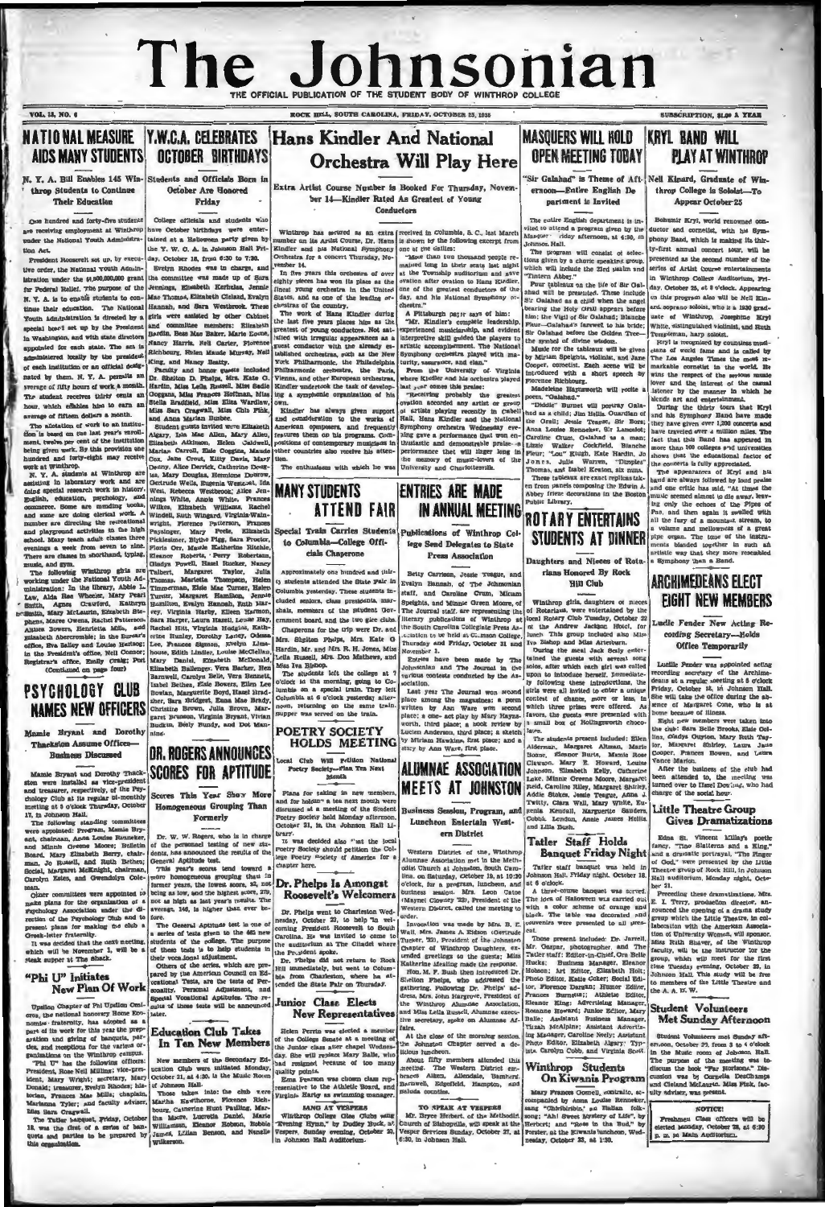# The Johnsonian

THE OFFICIAL PUBLICATION OF THE STUDENT BODY OF WINTHROP COLLEGE

VOL. 13, NO. 6 — ROCK HILL, SOUTH CAROLINA, FRIDAY, OCTOBER 25, 1935 — SUBSCRIPTION, $1.00 A YEAR

## NATIONAL MEASURE AIDS MANY STUDENTS

### N. Y. A. Bill Enables 145 Winthrop Students to Continue Their Education

One hundred and forty-five students are receiving employment at Winthrop under the National Youth Administration Act.

President Roosevelt set up, by executive order, the National Youth Administration under the $4,800,000,000 grant for Federal Relief. The purpose of the N. Y. A. is to enable students to continue their education. The National Youth Administration is directed by a special board set up by the President in Washington, and with state directors appointed for each state. The act is administered locally by the president of each institution or an official designated by them. N. Y. A. permits an average of fifty hours of work a month. The student receives thirty cents an hour, which enables him to earn an average of fifteen dollars a month.

The allotment of work to an institution is based on the last year's enrollment, twelve per cent of the institution being given work. By this provision one hundred and forty-eight may receive work at Winthrop.

N. Y. A. students at Winthrop are assisting in laboratory work and are doing special research work in history, English, education, psychology, and commerce. Some are mending books, and some are doing clerical work. A number are directing the recreational and playground activities in the high school. Many teach adult classes three evenings a week from seven to nine. There are classes in shorthand, typing, music, and gym.

The following Winthrop girls are working under the National Youth Administration: In the library, Abbie L. Law, Alda Rae Wheeler, Mary Pearl Smith, Agnes Crawford, Kathryn Smith, Mary McLaurin, Elizabeth Stephens, Maree Owens, Rachel Patterson, Alline Bowers, Henrietta Mills, and Elizabeth Abercrombie; in the Bursar's office, Eva Bailey and Louise Hartzog; in the President's office, Nell Connor; Registrar's office, Emily Craig; Port (Continued on page four)

## PSYCHOLOGY CLUB NAMES NEW OFFICERS

### Mamie Bryant and Dorothy Thackston Assume Offices—Business Discussed

Mamie Bryant and Dorothy Thackston were installed as vice-president and treasurer, respectively, of the Psychology Club at its regular bi-monthly meeting at 5 o'clock Thursday, October 17, in Johnson Hall.

The following standing committees were appointed: Program, Mamie Bryant, chairman, Anna Louise Renneker, and Minnie Greene Moore; Bulletin Board, Mary Elizabeth Berry, chairman, Jo Russell, and Ruth Bethea; Social, Margaret McKnight, chairman, Carolyn Sales, and Gwendolyn Coleman.

Other committees were appointed to make plans for the organization of a Psychology Association under the direction of the Psychology Club and to present plans for making the club a Greek-letter fraternity.

It was decided that the next meeting, which will be November 1, will be a steak supper at The Shack.

## "Phi U" Initiates New Plan Of Work

Upsilon Chapter of Phi Upsilon Omicron, the national honorary Home Economics fraternity, has adopted as a part of its work for this year the preparation and giving of banquets, parties, and receptions for the various organizations on the Winthrop campus.

"Phi U" has the following officers: President, Rose Nell Milling; vice-president, Mary Wright; secretary, Mary Donald; treasurer, Evelyn Rhodes; historian, Frances Mae Mills; chaplain, Marianna Tyler; and faculty adviser, Miss Sara Cragwall.

The Tatler banquet, Friday, October 18, was the first of a series of banquets and parties to be prepared by this organization.

## Y.W.C.A. CELEBRATES OCTOBER BIRTHDAYS

### Students and Officials Born in October Are Honored Friday

College officials and students who have October birthdays were entertained at a Halloween party given by the Y. W. C. A. in Johnson Hall Friday, October 18, from 6:30 to 7:30.

Evelyn Rhodes was in charge, and the committee was made up of Sara Jennings, Elizabeth Kerhulas, Jennie Mae Thomas, Elizabeth Cleland, Evelyn Hannah, and Sara Westbrook. These girls were assisted by other Cabinet and committee members: Elizabeth Hardin, Bess Mae Baker, Marie Ezone, Nancy Harris, Nell Carter, Florence Richbourg, Helen Maude Murray, Nell King, and Nancy Beatty.

Faculty and honor guests included Dr. Shelton D. Phelps, Mrs. Kate G. Hardin, Miss Leila Russell, Miss Sadie Goggans, Miss Frances Hoffman, Miss Stella Bradfield, Miss Eliza Wardlaw, Miss Sara Cragwall, Miss Chlo Fink, and Anna Marian Busbee.

Student guests invited were Elizabeth Algary, Isla Mae Allen, Mary Allen, Elizabeth Atkinson, Helen Caldwell, Marian Carroll, Elsie Coggins, Maude Cox, Jane Crout, Kitty Davis, Mary Deeny, Alice Derrick, Catherine Douglas, Mary Douglas, Hermione Dowrow, Gertrude Wells, Eugenia Wescoat, Ida West, Rebecca Westbrook, Alice Jennings White, Annie White, Frances Wilkes, Elizabeth Williams, Rachel Windell, Ruth Wingard, Virginia Wainwright, Florence Patterson, Frances Paysinger, Mary Peele, Elizabeth Pickelsimer, Mignon Rigg, Sara Proctor, Floris Orr, Mamie Katherine Ritchie, Eleanor Roberts, Perry Robertson, Gladys Powell, Hazel Rucker, Nancy Talbert, Margaret Taylor, Julia Thomas, Marietta Thompson, Helen Timmerman, Elsie Mae Turner, Helen Turner, Margaret Hamilton, Jennie Hamilton, Evelyn Hannah, Ruth Harvey, Virginia Harby, Eileen Harmon, Sara Harper, Laura Hazell, Louise Hay, Rachel Hitt, Virginia Hodges, Katherine Hunley, Dorothy Laney, Odessa Lee, Frances Sigmon, Evelyn Limehouse, Edith Lindler, Louise McClellan, Mary Daniel, Elizabeth McDonald, Elizabeth Ballenger, Vera Barker, Ren Barnwell, Carolyn Belle, Vera Bennett, Isabel Bethea, Elsie Bowers, Ellen Lee Bowlan, Marguerite Boyd, Hazel Bradsher, Sara Bridgers, Emma Mae Brady, Christine Brown, Julia Brown, Margaret Brunson, Virginia Bryant, Vivian Budkin, Betty Bundy, and Dot Manning.

## DR. ROGERS ANNOUNCES SCORES FOR APTITUDE

### Scores This Year Show More Homogeneous Grouping Than Formerly

Dr. W. W. Rogers, who is in charge of the personnel testing of new students, has announced the results of the General Aptitude test.

This year's scores tend toward a more homogeneous grouping than in former years, the lowest score, 32, not being as low, and the highest score, 279, not as high as last year's results. The average, 146, is higher than ever before.

The General Aptitude test is one of a series of tests given to the 465 new students of the college. The purpose of these tests is to help students in their vocational adjustment.

Others of the series, which are prepared by the American Council on Educational Tests, are the tests of Personality, Personal Adjustment, and Special Vocational Aptitudes. The results of these tests will be announced later.

## Education Club Takes In Ten New Members

New members of the Secondary Education Club were initiated Monday, October 21, at 4:30, in the Music Room of Johnson Hall.

Those taken into the club were Martha Hawthorne, Florence Richbourg, Catherine Hunt Paulling, Martha Macre, Lucretia Daniel, Marie Williamson, Eleanor Robson, Bobbie James, Lilian Benson, and Nanelle Wilkerson.

## Hans Kindler And National Orchestra Will Play Here

### Extra Artist Course Number is Booked For Thursday, November 14—Kindler Rated As Greatest of Young Conductors

Winthrop has secured as an extra number on its Artist Course, Dr. Hans Kindler and his National Symphony Orchestra for a concert Thursday, November 14.

In five years this orchestra of over eighty pieces has won its place as the finest young orchestra in the United States, and as one of the leading orchestras of the country.

The work of Hans Kindler during the last five years places him as the greatest of young conductors. Not satisfied with irregular appearances as a guest conductor with the already established orchestras, such as the New York Philharmonic, the Philadelphia Philharmonic orchestra, the Paris, Vienna, and other European orchestras, Kindler undertook the task of developing a symphonic organization of his own.

Kindler has always given support and consideration to the works of American composers, and frequently features them on his programs. Compositions of contemporary musicians in other countries also receive his attention.

The enthusiasm with which he was received in Columbia, S. C., last March is shown by the following excerpt from one of the dailies:

"More than two thousand people remained long in their seats last night at the Township auditorium and gave ovation after ovation to Hans Kindler, one of the greatest conductors of the day, and his National Symphony orchestra."

A Pittsburgh paper says of him: "Mr. Kindler's complete leadership, experienced musicianship, and evident interpretive skill guided the players to artistic accomplishment. The National Symphony orchestra played with maturity, assurance, and élan."

From the University of Virginia where Kindler and his orchestra played last year comes this praise:

"Receiving probably the greatest ovation accorded any artist or group of artists playing recently in Cabell Hall, Hans Kindler and the National Symphony orchestra Wednesday evening gave a performance that won enthusiastic and demonstrable praise—a performance that will linger long in the memory of music-lovers of the University and Charlottesville.

## MANY STUDENTS ATTEND FAIR

### Special Train Carries Students to Columbia—College Officials Chaperone

Approximately one hundred and thirty students attended the State Fair in Columbia yesterday. These students included seniors, class presidents, marshals, members of the student Government board, and the two glee clubs.

Chaperons for the trip were Dr. and Mrs. Shelton Phelps, Mrs. Kate G. Hardin, Mr. and Mrs. R. H. Jones, Miss Leila Russell, Mrs. Dot Mathews, and Miss Iva Bishop.

The students left the college at 7 o'clock in the morning, going to Columbia on a special train. They left Columbia at 6 o'clock yesterday afternoon, returning on the same train. Supper was served on the train.

## POETRY SOCIETY HOLDS MEETING

### Local Club Will Petition National Poetry Society—Plan Tea Next Month

Plans for taking in new members, and for holding a tea next month were discussed at a meeting of the Student Poetry Society held Monday afternoon, October 21, in the Johnson Hall Library.

It was decided also that the local Poetry Society should petition the College Poetry Society of America for a chapter here.

## Dr. Phelps Is Amongst Roosevelt's Welcomers

Dr. Phelps went to Charleston Wednesday, October 23, to help in welcoming President Roosevelt to South Carolina. He was invited to come to the auditorium at The Citadel where the President spoke.

Dr. Phelps did not return to Rock Hill immediately, but went to Columbia from Charleston, where he attended the State Fair on Thursday.

## Junior Class Elects New Representatives

Helen Perrin was elected a member of the College Senate at a meeting of the Junior class after chapel Wednesday. She will replace Mary Balle, who had resigned because of too many quality points.

Edna Pearson was chosen class representative to the Athletic Board, and Virginia Harby as swimming manager.

**BAND AT VESPERS**

Winthrop College Glee Clubs sang "Evening Hymn," by Dudley Buck, at Vespers, Sunday evening, October 20, in Johnson Hall Auditorium.

## ENTRIES ARE MADE IN ANNUAL MEETING

### Publications of Winthrop College Send Delegates to State Press Association

Betty Carrison, Jessie Teague, and Evelyn Hannah, of The Johnsonian staff, and Caroline Crum, Miriam Speights, and Minnie Green Moore, of The Journal staff, are representing the literary publications of Winthrop at the South Carolina Collegiate Press Association to be held at Clemson College, Thursday and Friday, October 31 and November 1.

Entries have been made by The Johnsonian and The Journal in the various contests conducted by the Association.

Last year The Journal won second place among the magazines; a poem written by Ann Ware won second place; a one-act play by Mary Haynsworth, third place; a book review by Lucien Anderson, third place; a sketch by Miriam Hawkins, first place; and a story by Ann Ware, first place.

## ALUMNAE ASSOCIATION MEETS AT JOHNSTON

### Business Session, Program, and Luncheon Entertain Western District

Western District of the Winthrop Alumnae Association met in the Methodist Church at Johnston, South Carolina, on Saturday, October 19, at 10:30 o'clock, for a program, luncheon, and business session. Mrs. Leon Cates (Mabel Cleardy '22), President of the Western District, called the meeting to order.

Invocation was made by Mrs. B. E. Wall, Mrs. James A. Eidson (Gertrude Tucker, '22), President of the Johnston Chapter of Winthrop Daughters, extended greetings to the guests; Miss Katherine Mealing made the response.

Hon. M. F. Bush then introduced Dr. Shelton Phelps, who addressed the gathering, following Dr. Phelps' address, Mrs. John Hargrove, President of the Winthrop Alumnae Association, and Miss Leila Russell, Alumnae executive secretary, spoke on Alumnae Affairs.

At the close of the morning session the Johnston Chapter served a delicious luncheon.

About fifty members attended this meeting. The Western District embraces Aiken, Allendale, Bamberg, Barnwell, Edgefield, Hampton, and Saluda counties.

**TO SPEAK AT VESPERS**

Mr. Bryce Herbert, of the Methodist Church of Bishopville, will speak at the Vesper Services Sunday, October 27, at 6:30, in Johnson Hall.

## MASQUERS WILL HOLD OPEN MEETING TODAY

### "Sir Galahad" is Theme of Afternoon—Entire English Department is Invited

The entire English department is invited to attend a program given by the Masquers Friday afternoon, at 4:30, in Johnson Hall.

The program will consist of selections given by a choric speaking group, which will include the 23rd psalm and "Tintern Abbey."

Four tableaux on the life of Sir Galahad will be presented. These include Sir Galahad as a child when the angel bearing the Holy Grail appears before him; the Vigil of Sir Galahad; Blanche Fleur—Galahad's farewell to his bride; Sir Galahad before the Golden Tree—the symbol of divine wisdom.

Music for the tableaux will be given by Miriam Speights, violinist, and Jane Cooper, cornetist. Each scene will be introduced with a short speech by Florence Richbourg.

Madeleine Haynsworth will recite a poem, "Galahad."

"Dimple" Burnett will portray Galahad as a child; Jim Hollis, Guardian of the Grail; Jessie Teague, Sir Bors; Anna Louise Renneker, Sir Lancelot; Caroline Crum, Galahad as a man; Lizzie Walker Cockfield, Blanche Fleur; "Lou" Keogh, Kate Hardin, Jo Jones, Julia Warren, "Dimples" Thomas, and Isabel Keaton, six nuns.

These tableaux are exact replicas taken from panels composing the Edwin A. Abbey frieze decorations in the Boston Public Library.

## ROTARY ENTERTAINS STUDENTS AT DINNER

### Daughters and Nieces of Rotarians Honored By Rock Hill Club

Winthrop girls, daughters or nieces of Rotarians, were entertained by the local Rotary Club Tuesday, October 22 at the Andrew Jackson Hotel, for lunch. This group included also Miss Iva Bishop and Miss Arlesburn.

During the meal Sady Sealy entertained the guests with several song solos, after which each girl was called upon to introduce herself. Immediately following these introductions, the girls were all invited to enter a unique contest of chance, more or less, in which three prizes were offered. As favors, the guests were presented with a small box of Hollingsworth chocolates.

The students present included: Ellen Alderman, Margaret Altman, Marie Boone, Eleanor Burts, Mamie Rose Clawson, Mary E. Howard, Louise Johnson, Elizabeth Kelly, Catherine Lake, Minnie Greene Moore, Margaret Reid, Caroline Riley, Margaret Shirley, Addie Stokes, Jessie Teague, Anna J. Twitty, Clara Wall, Mary White, Eugenia Kendall, Marguerite Sanders, Cobbs Lendon, Annie James Hollis, and Lilla Bush.

## Tatler Staff Holds Banquet Friday Night

Tatler staff banquet was held in Johnson Hall, Friday night, October 18, at 6 o'clock.

A three-course banquet was served. The idea of Halloween was carried out with a color scheme of orange and black. The table was decorated and souvenirs were presented to all present.

Those present included: Dr. Jarrell, Mr. Gaspar, photographer, and The Tatler staff: Editor-in-Chief, Ora Bella Hucks; Business Manager, Eleanor Hobson; Art Editor, Elizabeth Holt; Photo Editor, Katie Coker; Social Editor, Florence Dargan; Humor Editor, Frances Burnette; Athletic Editor, Eleanor King; Advertising Manager, Roxanne Howard; Junior Editor, Mary Balle; Assistant Business Manager, Tirzah McAlpine; Assistant Advertising Manager, Caroline Neely; Assistant Photo Editor, Elizabeth Algary; Typists, Carolyn Cobb, and Virginia Scott.

## Winthrop Students On Kiwanis Program

Mary Frances Connell, contralto, accompanied by Anna Louise Renneker, sang "Chiribiribin," an Italian folk song; "Ah! Sweet Mystery of Life," by Herbert; and "Rose in the Bud," by Forster, at the Kiwanis luncheon, Wednesday, October 23, at 1:30.

## KRYL BAND WILL PLAY AT WINTHROP

### Nell Kinard, Graduate of Winthrop College is Soloist—To Appear October 25

Bohumir Kryl, world renowned conductor and cornetist, with his Symphony Band, which is making its thirty-first annual concert tour, will be presented as the second number of the series of Artist Course entertainments in Winthrop College Auditorium, Friday, October 25, at 8 o'clock. Appearing on this program also will be Nell Kinard, soprano soloist, who is a 1930 graduate of Winthrop, Josephine Kryl White, distinguished violinist, and Ruth Templeman, harp soloist.

Kryl is recognized by countless musicians of world fame and is called by The Los Angeles Times the most remarkable cornetist in the world. He wins the respect of the serious music lover and the interest of the casual listener by the manner in which he blends art and entertainment.

During the thirty tours that Kryl and his Symphony Band have made they have given over 1,200 concerts and have traveled over a million miles. The fact that this Band has appeared in more than 100 colleges and universities shows that the educational factor of the concerts is fully appreciated.

The appearances of Kryl and his band are always followed by loud praise and one critic has said, "At times the music seemed almost to die away, leaving only the echoes of the Pipes of Pan, and then again it swelled with all the fury of a mountain stream, to a volume and mellowness of a great pipe organ. The tone of the instruments blended together in such an artistic way that they more resembled a Symphony than a Band."

## ARCHIMEDEANS ELECT EIGHT NEW MEMBERS

### Lucile Fender New Acting Recording Secretary—Holds Office Temporarily

Lucille Fender was appointed acting recording secretary of the Archimedeans at a regular meeting at 5 o'clock Friday, October 18, in Johnson Hall. She will take the office during the absence of Margaret Cone, who is at home because of illness.

Eight new members were taken into the club: Sara Belle Brock, Elsie Collins, Gladys Guyton, Mary Ruth Taylor, Margaret Shirley, Laura Jane Cooper, Frances Bowen, and Laura Vance Marion.

After the business of the club had been attended to, the meeting was turned over to Hazel Dowling, who had charge of the social hour.

## Little Theatre Group Gives Dramatizations

Edna St. Vincent Millay's poetic fancy, "The Slatterns and a King," and a dramatic portrayal, "The Finger of God," were presented by the Little Theatre group of Rock Hill, in Johnson Hall auditorium, Monday night, October 21.

Preceding these dramatizations, Mrs. E. T. Terry, production director, announced the opening of a drama study group which the Little Theatre, in collaboration with the American Association of University Women, will sponsor. Miss Ruth Shaver, of the Winthrop faculty, will be the instructor for the group, which will meet for the first time Tuesday evening, October 29, in Johnson Hall. This study will be free to members of the Little Theatre and the A. A. U. W.

## Student Volunteers Met Sunday Afternoon

Student Volunteers met Sunday afternoon, October 20, from 3 to 4 o'clock in the Music room of Johnson Hall. The purpose of the meeting was to discuss the book "Far Horizons." Discussion was by Cornelia DesChamps and Cleland McLaurin. Miss Fink, faculty adviser, was present.

**NOTICE!**

Freshmen Class officers will be elected Monday, October 28, at 6:30 p. m. in Main Auditorium.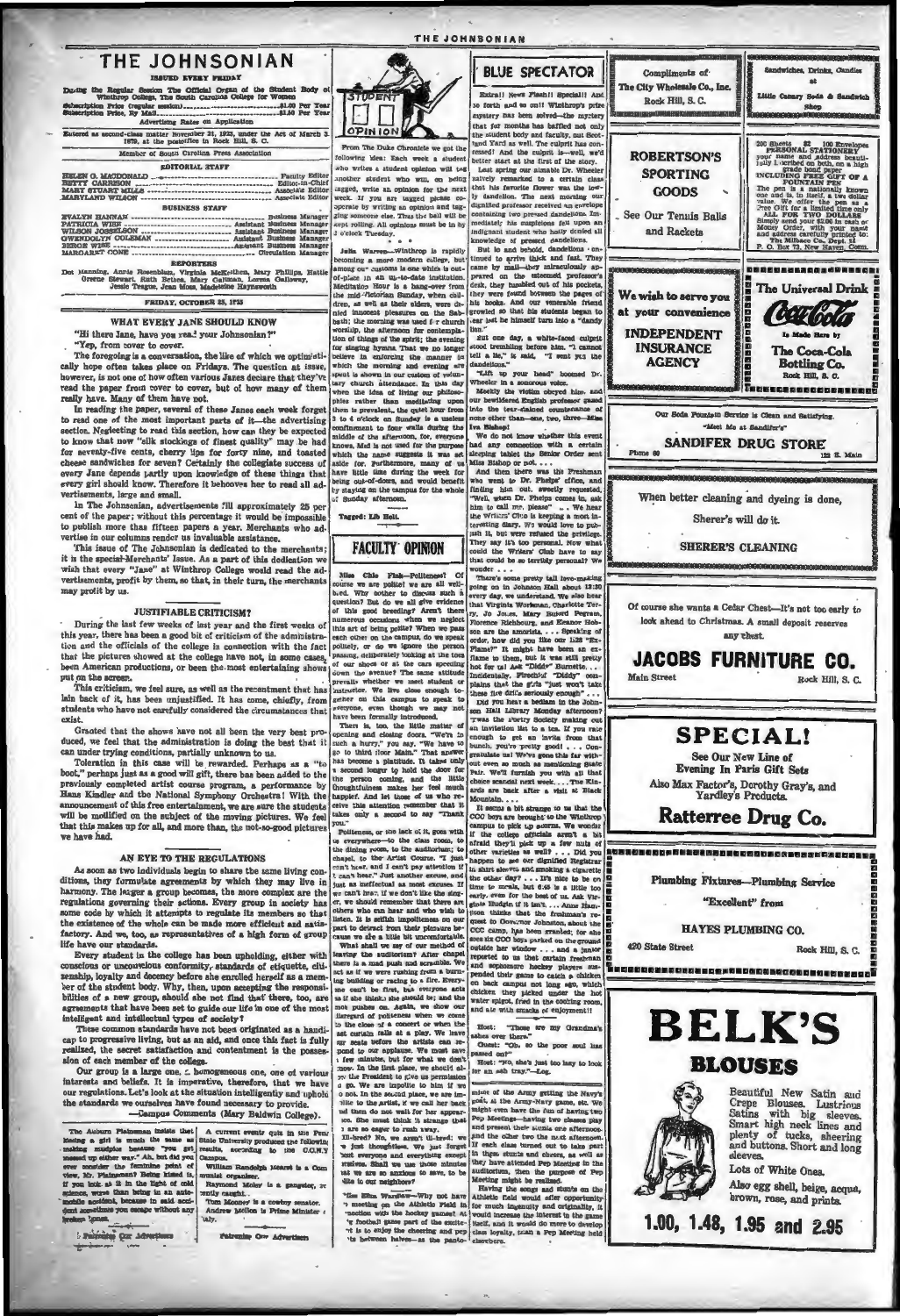# THE JOHNSONIAN

ISSUED EVERY FRIDAY

During the Regular Session The Official Organ of the Student Body of Winthrop College, The South Carolina College for Women

Subscription Price (regular session)........................$1.00 Per Year
Subscription Price, By Mail........................$1.50 Per Year

Advertising Rates on Application

Entered as second-class matter November 21, 1923, under the Act of March 3, 1879, at the postoffice in Rock Hill, S. C.

Member of South Carolina Press Association

## EDITORIAL STAFF

HELEN G. MACDONALD........................Faculty Editor
BETTY CARLISON........................Editor-in-Chief
MARY STUART MILLS........................Associate Editor
MARYLAND WILSON........................Associate Editor

## BUSINESS STAFF

EVALYN HANNAN........................Business Manager
PATRICIA WISE........................Assistant Business Manager
WILSON JOSSELSON........................Assistant Business Manager
GWENDOLYN COLEMAN........................Assistant Business Manager
BESSIE WISE........................Assistant Business Manager
MARGARET CONE........................Circulation Manager

## REPORTERS

Dot Manning, Annie Rosenblum, Virginia McKeithen, Mary Phillips, Hattie Greene Stewart, Ruth Bethea, Mary Gallman, Lorena Galloway, Jessie Teague, Jean Moss, Madeleine Haynsworth

FRIDAY, OCTOBER 25, 1935

## WHAT EVERY JANE SHOULD KNOW

"Hi there Jane, have you read your Johnsonian?"

"Yep, from cover to cover."

The foregoing is a conversation, the like of which we optimistically hope often takes place on Fridays. The question at issue, however, is not one of how often various Janes declare that they've read the paper from cover to cover, but of how many of them really have. Many of them have not.

In reading the paper, several of these Janes each week forget to read one of the most important parts of it—the advertising section. Neglecting to read this section, how can they be expected to know that now "silk stockings of finest quality" may be had for seventy-five cents, cherry lips for forty nine, and toasted cheese sandwiches for seven? Certainly the collegiate success of every Jane depends partly upon knowledge of these things that every girl should know. Therefore it behooves her to read all advertisements, large and small.

In The Johnsonian, advertisements fill approximately 25 per cent of the paper; without this percentage it would be impossible to publish more than fifteen papers a year. Merchants who advertise in our columns render us invaluable assistance.

This issue of The Johnsonian is dedicated to the merchants; it is the special Merchants' Issue. As a part of this dedication we wish that every "Jane" at Winthrop College would read the advertisements, profit by them, so that, in their turn, the merchants may profit by us.

## JUSTIFIABLE CRITICISM?

During the last few weeks of last year and the first weeks of this year, there has been a good bit of criticism of the administration and the officials of the college in connection with the fact that the pictures showed at the college have not, in some cases, been American productions, or been the most entertaining shows put on the screen.

This criticism, we feel sure, as well as the resentment that has lain back of it, has been unjustified. It has come, chiefly, from students who have not carefully considered the circumstances that exist.

Granted that the shows have not all been the very best produced, we feel that the administration is doing the best that it can under trying conditions, partially unknown to us.

Toleration in this case will be rewarded. Perhaps as a "to boot," perhaps just as a good will gift, there has been added to the previously completed artist course program, a performance by Hans Kindler and the National Symphony Orchestra! With the announcement of this free entertainment, we are sure the students will be mollified on the subject of the moving pictures. We feel that this makes up for all, and more than, the not-so-good pictures we have had.

## AN EYE TO THE REGULATIONS

As soon as two individuals begin to share the same living conditions, they formulate agreements by which they may live in harmony. The larger a group becomes, the more complex are the regulations governing their actions. Every group in society has some code by which it attempts to regulate its members so that the existence of the whole can be made more efficient and satisfactory. And we, too, as representatives of a high form of group life have our standards.

Every student in the college has been upholding, either with conscious or unconscious conformity, standards of etiquette, citizenship, loyalty and decency before she enrolled herself as a member of the student body. Why, then, upon accepting the responsibilities of a new group, should she not find that there, too, are agreements that have been set to guide our life in one of the most intelligent and intellectual types of society?

These common standards have not been originated as a handicap to progressive living, but as an aid, and once this fact is fully realized, the secret satisfaction and contentment is the possession of each member of the college.

Our group is a large one, a homogeneous one, one of various interests and beliefs. It is imperative, therefore, that we have our regulations. Let's look at the situation intelligently and uphold the standards we ourselves have found necessary to provide.

—Campus Comments (Mary Baldwin College).

The Auburn Plainsman insists that kissing a girl is much the same as making mudpies because "you get messed up either way." Ah, but did you ever consider the feminine point of view, Mr. Plainsman? Being kissed is, if you look at it in the light of cold science, worse than being in an automobile accident, because in said accident sometimes you escape without any broken bones.

A current events quiz in the Penn State University produced the following results, according to the C.O.N.Y. Campus.

William Randolph Hearst is a Communist organizer.

Raymond Moley is a gangster, recently caught.

Tom Mooney is a cowboy senator.

Andrew Mellon is Prime Minister of Italy.

Patronize Our Advertisers

## STUDENT OPINION

From The Duke Chronicle we got the following idea: Each week a student who writes a student opinion will tag another student who will, on being tagged, write an opinion for the next week. If you are tagged please cooperate by writing an opinion and tagging someone else. Thus the ball will be kept rolling. All opinions must be in by 3 o'clock Tuesday.

\* \* \*

Julia Warren—Winthrop is rapidly becoming a more modern college, but among our customs is one which is out-of-place in an up-to-date institution. Meditation Hour is a hang-over from the mid-Victorian Sunday, when children, as well as their elders, were denied innocent pleasures on the Sabbath; the morning was used for church worship, the afternoon for contemplation of things of the spirit; the evening for singing hymns. That we no longer believe in enforcing the manner in which the morning and evening are spent is shown in our custom of voluntary church attendance. In this day when the idea of living our philosophies rather than meditating upon them is prevalent, the quiet hour from 3 to 4 o'clock on Sunday is a useless confinement to four walls during the middle of the afternoon, for, everyone knows, that it is not used for the purpose which the name suggests it was set aside for. Furthermore, many of us have little time during the week for being out-of-doors, and would benefit by staying on the campus for the whole of Sunday afternoon.

Tagged: Lib Holt.

## FACULTY OPINION

Miss Chic Fisk—Politeness? Of course we are polite! we are all well-bred. Why bother to discuss such a question? But do we all give evidence of this good breeding? Aren't there numerous occasions when we neglect this art of being polite? When we pass each other on the campus, do we speak politely, or do we ignore the person passing, deliberately looking at the toes of our shoes or at the cars speeding down the avenue? The same attitude prevails whether we meet student or instructor. We live close enough together on this campus to speak to everyone, even though we may not have been formally introduced.

There is, too, the little matter of opening and closing doors. "We're in such a hurry," you say. "We have to go to third floor Main." That answer has become a platitude. It takes only a second longer to hold the door for the person coming, and the little thoughtfulness makes her feel much happier. And let those of us who receive this attention remember that it takes only a second to say "Thank you."

Politeness, or the lack of it, goes with us everywhere—to the class room, to the dining room, to the auditorium; to chapel, to the Artist Course. "I just can't hear, and I can't pay attention if I can't hear." Just another excuse, and just as ineffectual as most excuses. If we can't hear, if we don't like the singer, we should remember that there are others who can hear and who wish to listen. It is selfish impoliteness on our part to detract from their pleasure because we are a little bit uncomfortable.

What shall we say of our method of leaving the auditorium? After chapel there is a mad push and scramble. We act as if we were rushing from a burning building or racing to a fire. Everyone can't be first, but everyone acts as if she thinks she should be; and the mob pushes on. Again, we show our disregard of politeness when we come to the close of a concert or when the last curtain falls at a play. We leave our seats before the artists can respond to our applause. We must save a few minutes, but for what we don't know. In the first place, we should allow the President to give us permission to go. We are impolite to him if we do not. In the second place, we are impolite to the artist, if we call her back and then do not wait for her appearance. She must think it strange that we are so eager to rush away.

Ill-bred? No, we aren't ill-bred; we're just thoughtless. We just forget about everyone and everything except ourselves. Shall we use those minutes that we are so anxious to save, to be polite to our neighbors?

"Miss Ellen Wardlaw—Why not have a meeting on the Athletic Field in connection with the hockey games! At a football game part of the excitement is to enjoy the cheering and pep stunts between halves—as the panto-

## BLUE SPECTATOR

Extra!! News Flash!! Special!! And so forth and so on!! Winthrop's prize mystery has been solved—the mystery that for months has baffled not only the student body and faculty, but Scotland Yard as well. The culprit has confessed! And the culprit is—well, we'd better start at the first of the story.

Last spring our amiable Dr. Wheeler naively remarked to a certain class that his favorite flower was the lowly dandelion. The next morning our dignified professor received an envelope containing two pressed dandelions. Immediately his suspicions fell upon an indignant student who hotly denied all knowledge of pressed dandelions.

But lo and behold, dandelions continued to arrive thick and fast. They came by mail—they miraculously appeared on the esteemed professor's desk, they tumbled out of his pockets, they were found between the pages of his books. And our venerable friend growled so that his students began to fear lest he himself turn into a "dandy lion."

But one day, a white-faced culprit stood trembling before him. "I cannot tell a lie," it said, "I sent you the dandelions."

"Lift up your head" boomed Dr. Wheeler in a sonorous voice.

Meekly the victim obeyed him, and our bewildered English professor gazed into the tear-stained countenance of none other than—one, two, three—Miss Iva Bishop!

We do not know whether this event had any connection with a certain sleeping tablet the Senior Order sent Miss Bishop or not....

And then there was the Freshman who went to Dr. Phelps' office, and finding him out, sweetly requested, "Well, when Dr. Phelps comes in, ask him to call me, please" ... We hear the Writers' Club is keeping a most interesting diary. We would love to publish it, but were refused the privilege. They say it's too personal. Now what could the Writers' Club have to say that could be so terribly personal? We wonder....

There's some pretty tall love-making going on in Johnson Hall about 12:30 every day, we understand. We also hear that Virginia Workman, Charlotte Terry, Jo Jones, Mary Russell Pegram, Florence Richbourg, and Eleanor Robison are the amorists.... Speaking of order, how did you like our 1:25 "Ex-Flame?" It might have been an ex-flame to them, but it was still pretty hot for us! Ask "Diddy" Burnette.... Incidentally, Freshman "Diddy" complains that the girls "just won't take these fire drills seriously enough"....

Did you hear a bedlam in the Johnson Hall Library Monday afternoon? 'Twas the Curry Society making out an invitation list to a tea. If you rate enough to get an invite from that bunch, you're pretty good! ... Congratulate us! We've gone this far without even so much as mentioning State Fair. We'll furnish you with all that choice scandal next week.... The Kinards are back after a visit at Black Mountain....

It seems a bit strange to us that the CCC boys are brought to the Winthrop campus to pick up acorns. We wonder if the college officials aren't a bit afraid they'll pick up a few nuts of other varieties as well? ... Did you happen to see our dignified Registrar in shirt sleeves and smoking a cigarette the other day? ... It's nice to be on time to meals, but 6:45 is a little too early, even for the best of us. Ask Virginia Rudgin if it isn't.... Anne Hamilton thinks that the freshman's request to Governor Johnston, about the CCC camp, has been granted; for she sees six CCC boys parked on the ground outside her window ... and a junior reported to us that certain freshman and sophomore hockey players suspended their game to catch a chicken on back campus not long ago, which chicken they picked under the hot water spigot, fried in the cooking room, and ate with smacks of enjoyment!!

Host: "Those are my Grandma's ashes over there."

Guest: "Oh, so the poor soul has passed on?"

Host: "No, she's just too lazy to look for an ash tray."—Log.

mime of the Army getting the Navy's goat, at the Army-Navy game, etc. We might even have the fun of having two Pep Meetings—having two classes play and present their stunts one afternoon and the other two the next afternoon. If each class turned out to take part in these stunts and cheers, as well as they have attended Pep Meetings in the auditorium, then the purpose of Pep Meeting might be realized.

Having the songs and stunts on the Athletic field would offer opportunity for much ingenuity and originality, it would increase the interest in the game itself, and it would do more to develop class loyalty, than a Pep Meeting held elsewhere.

---

Compliments of
**The City Wholesale Co., Inc.**
Rock Hill, S. C.

---

**ROBERTSON'S SPORTING GOODS**

See Our Tennis Balls and Rackets

---

We wish to serve you at your convenience

**INDEPENDENT INSURANCE AGENCY**

---

Sandwiches, Drinks, Candies at
**Little Canary Soda & Sandwich Shop**

---

200 Sheets $2 100 Envelopes
**PERSONAL STATIONERY**
your name and address beautifully inscribed on both, on a high grade bond paper
INCLUDING FREE GIFT OF A FOUNTAIN PEN
The pen is a nationally known one and is, in itself, a two dollar value. We offer the pen as a Free Gift for a limited time only
ALL FOR TWO DOLLARS
Simply send your $2.00 in cash or Money Order, with your name and address carefully printed to: The Millsco Co., Dept. 12 P. O. Box 73, New Haven, Conn.

---

The Universal Drink
**Coca-Cola**
Is Made Here by
**The Coca-Cola Bottling Co.**
Rock Hill, S. C.

---

Our Soda Fountain Service is Clean and Satisfying.
"Meet Me at Sandifer's"
**SANDIFER DRUG STORE**
Phone 60 — 122 E. Main

---

When better cleaning and dyeing is done,
Sherer's will do it.
**SHERER'S CLEANING**

---

Of course she wants a Cedar Chest—It's not too early to look ahead to Christmas. A small deposit reserves any chest.

**JACOBS FURNITURE CO.**
Main Street — Rock Hill, S. C.

---

**SPECIAL!**
See Our New Line of
Evening In Paris Gift Sets
Also Max Factor's, Dorothy Gray's, and Yardley's Products.
**Ratterree Drug Co.**

---

Plumbing Fixtures—Plumbing Service
"Excellent" from
**HAYES PLUMBING CO.**
420 State Street — Rock Hill, S. C.

---

**BELK'S BLOUSES**

Beautiful New Satin and Crepe Blouses. Lustrous Satins with big sleeves. Smart high neck lines and plenty of tucks, sheering and buttons. Short and long sleeves.

Lots of White Ones.

Also egg shell, beige, acqua, brown, rose, and prints.

**1.00, 1.48, 1.95 and 2.95**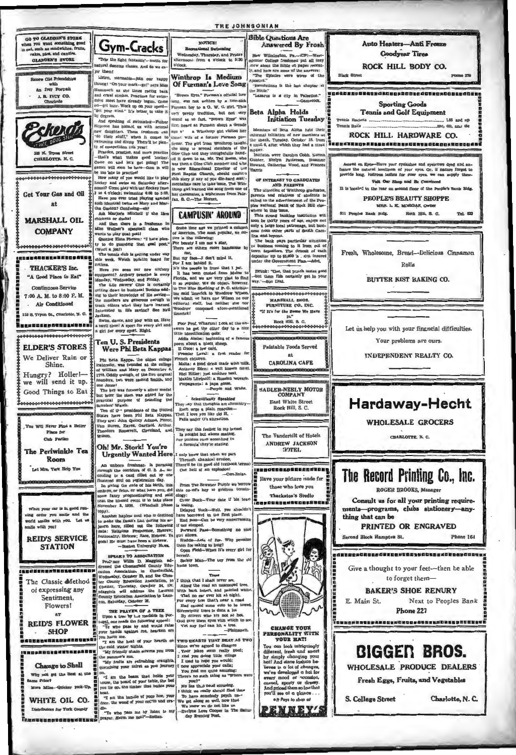GO TO GLADDEN'S STORE when you want something good to eat, such as sandwiches, fruits, cakes, pies, and candies.

GLADDEN'S STORE

Renew Old Friendships with An Ivey Portrait

J. B. IVEY CO. Charlotte

Eckerd's CUT RATE DRUG STORE

188 N. Tryon Street CHARLOTTE, N. C.

Get Your Gas and Oil at

MARSHALL OIL COMPANY

THACKER'S Inc.

"A Good Place to Eat"

Continuous Service 7:00 A. M. to 8:00 P. M.

Air Conditioned

118 S. Tryon St., Charlotte, N. C.

ELDER'S STORES

We Deliver Rain or Shine.

Hungry? Holler!—we will send it up.

Good Things to Eat

You Will Never Find a Better Place for Club Parties

The Periwinkle Tea Room

Let Mrs. York Help You

When your car is in good running order you smile and the world smiles with you. Let us smile with you!

REID'S SERVICE STATION

The Classic Method of expressing any Sentiment,

Flowers!

AT

REID'S FLOWER SHOP

Change to Shell

Why not get the Best at the Same Price?

More Miles—Quicker Pick-Up

WHITE OIL CO.

Distributors for York County

## Gym-Cracks

"Trip the light fantastic"—motto for natural dancing classes. And do we enjoy them!

Listen, mermaids—join our happy throng! "On your mark—go!" says Miss Hammock as she times racing back and crawl strokes. Practices for swimming meet have already begun. Come on—get busy. Work up on your speed—"Get your wind." It's better to take it by degrees.

And speaking of swimming—Father Neptune has blessed us with several new daughters. These freshmen can "do their stuff," when it comes to swimming and diving. There'll be plenty of competition this year!

Practice, practice, and more practice—that's what makes good hockey. Come on and let's get going! The games will soon be here—then it will be too late to practice!

How many of you would like to play hockey and swim on Saturday afternoon? Come play with us! Hockey from 3 to 4 o'clock; swimming 4:00 to 5:00.

Have you ever tried playing against such identical twins as Mary and Martha Gaston? Confusing—eh?

Ask Marjorie Mitchell if she likes chickens or ducks!

And then there is a freshman in Miss Wellner's speedball class who wants to play goal post!

Quoting Elsa Pierson: "I have plenty to do guarding that goal post." (What a job!)

The tennis club is getting under way this week. Watch bulletin board for notices.

Have you seen our new archery equipment? Archery practice is every Monday, Wednesday, and Friday.

The Life savers' Club is certainly getting down to business! Besides adding to their knowledge of life saving—the members are generous enough to teach others what they have learned. Interested in life saving? See Nell Jackson.

Swim, dance, and play with us. Have a swell time! A sport for every girl and a girl for every sport. Right.

## Ten U. S. Presidents Were Phi Beta Kappas

Phi Beta Kappa, the oldest college fraternity, was founded at the college of William and Mary on December 5, 1776. Oddly enough, of the five original founders, two were named Smith, and one Jones!

The key was formerly a silver medal but later the stem was added for the practical purpose of founding the Scholars' Watch.

Ten of the presidents of the United States have been Phi Beta Kappas. They are: John Quincy Adams, Pierce, Van Buren, Hayes, Garfield, Arthur, Theodore Roosevelt, Cleveland, and Wilson.

## Oh! Mr. Stork! You're Urgently Wanted Here

An unborn freshman is parading through the corridors of C. S. A., according to a card filled out by one flustered soul on registration day.

In giving the date of his birth, this embryo, or fetus, or what have you, did some fancy prognosticating and said that the blessed event is to take place November 8, 1938. (Winchell please copy).

Another hapless soul who is destined to make the Dean's List during his sojourn here, filled out the following data: Religious Preference, Hebrew; Nationality, Hebrew; Race, Hebrew. Ye gods! He must have been a Hebrew.

—Boston University News.

### SPEAKS TO ASSOCIATION

Professor Willis D. Magginis addressed the Chesterfield County Education Association, in Chesterfield, Wednesday, October 23, and the Chester County Education Association, to Chester, Thursday, October 24. Dr. Magginis will address the Laurens County Education Association in Laurens, Saturday, October 26.

### THE PRAYER OF A TREE

Upon a tree by the roadside in Portugal, one reads the following appeal:

"Ye who pass by and would raise your hands against me, hearken ere you harm me.

"I am the heat of your hearth on the cold winter nights.

"My friendly shade screens you from the summer's sun.

"My fruits are refreshing draughts, quenching your thirst as you journey on.

"I am the beam that holds your house, the board of your table, the bed you lie on, the timber that builds your boat.

"I am the handle of your hoe, your door, the wood of your cradle and coffin.

"Ye who pass me by listen to my prayer. Harm me not!"—Indian.

## NOTICE!

Recreational Swimming

Wednesday, Thursday, and Friday afternoons from 4 o'clock to 5:30 o'clock.

## Winthrop Is Medium Of Furman's Love Song

"Brown Eyes," Furman's official love song, was not written by a love-sick Furman boy to a G. W. C. girl. This very pretty tradition, but not very sound as to fact, "Brown Eyes" was first heard at Furman about a decade ago when a Winthrop girl visited her sister, wife of a former Furman professor. The girl from Winthrop taught the song to several members of the Glee Club and they thoughtfully handed it down to us. Mr. Ted Reese, who was then a Glee Club member and who is now Educational Director of the First Baptist Church, should confirm this story if any of you die-hard sentimentalists care to take issue. The Winthrop girl learned the song from one of her classmates, a sophomore from Fairfax, S. C.—The Hornet.

## CAMPUSIN' AROUND

Some time ago we printed a column of limericks. The most popular, we notice is the following:

For beauty I am not a star,
There are others more handsome by far,
But my face—I don't mind it,
For I am behind it,
It's the people in front that I jar.

It has been quoted from Maine to Florida, and we are very glad to find it so popular. We do object, however, to The Blue Stocking of P. C. attributing said limerick to Woodrow Wilson. We admit we have one Wilson on our editorial staff, but neither she nor "Woodrow" composed afore-mentioned limerick!

Poor Prof. Wharton! Look at the answers he got the other day to a nice little identification quiz:

Addis Ababa: beginning of a famous poem about a black sheep.
Il Duce: a law card.
Premier Laval: a first reader for French children.
Malta: a good drink made with milk.
Anthony Eden: a well known novel.
Hiel Hitler: just another heel.
Maxim Litvinoff: a Russian woman.
Propaganda: a papa goose.

—Purple and White.

### Scientifically Speaking

They say that thoughts are chemistry—
Each urge a plain reaction—
That I love you like old H.
Falls under O's attraction.

They say this feeling in my breast
Is nought but atoms mating,
Our passion runs according to
A formula they're stating.

I only know that when we part
Through chemical erosion,
There'll be (in good old textbook terms)
One hell of an explosion!

—Carolinian.

From The Sewanee Purple we borrow this co-ed's key to gridiron terminology:

Cross Buck—Your date if his team is losing.
Delayed Buck—Well, you shouldn't have borrowed in the first place.
End Runs—Can be very embarrassing if not stopped.
Forward Pass—Something no nice girl allows.
Huddle—Lots of fun. Why penalize them for taking so long?
Open Field—When it's every girl for herself.
Safety Man—The boy from the old home town.

### Trees

I think that I shall never see,
Along the road an unscooped tree,
With bark intact, and painted white,
That no car ever hit at night.
For every tree that's near a road
Has caused some auto to be towed.
Sideswiping trees is done a lot
By drivers who are not so hot.
God gave them eyes with which to see,
Yet any fool can hit a tree.

—Plainsman.

### TWO HEARTS THAT BEAT AS TWO

Since we've agreed to disagree
Your jokes seem really good;
I find you doing little things
I used to hope you would;
I now appreciate your calls;
You find me quite amusing;
There's no such thing as "Where were you?"
No lies that need excusing.
I think we really should find time
To have somebody psych us—
We get along so well, now that
We know we do not like us.

—Evelyn Love Cooper in The Saturday Evening Post.

## Bible Questions Are Answered By Frosh

New Wilmington, Pa.—(CP)—Westminster College freshmen put all they knew about the Bible on paper recently, and here are some of the answers:

"The Epistles were wives of the Apostles."

"Revelations is the last chapter in the Bible."

"Lazarus is a city in Palestine."

—Gamecock.

## Beta Alpha Holds Initiation Tuesday

Members of Beta Alpha held their informal initiation of new members at the shack, Tuesday, October 15, from 4 until 6, after which they had a steak supper.

Initiates were Carolyn Cobb, Norma Gunter, Evelyn Patterson, Roxanne Howard, Catherine Wood, and Frances Harris.

### OF INTEREST TO GRADUATES AND PARENTS

The attention of Winthrop graduates, parents and relatives of students is called to the advertisement of the Peoples National Bank of Rock Hill elsewhere in this issue.

This strong banking institution will soon be thirty years of age, enjoys not only a large local patronage, but business from other parts of South Carolina and beyond.

The bank pays particular attention to business coming to it from out of town depositors. The deposit of each depositor up to $5,000 is 100% insured under the Government Plan.—Advt.

Drunk: "Gee, that punch tastes good—but them fish certainly get in your way."—Sea Dial.

MARSHALL BROS. FURNITURE CO., INC.

"If It's for the Home We Have It."

Rock Hill, S. C.

Palatable Foods Served at

CAROLINA CAFE

SADLER-NEELY MOTOR COMPANY

East White Street

Rock Hill, S. C.

The Vanderbilt of Hotels

ANDREW JACKSON HOTEL

Have your picture made for those who love you

Thackston's Studio

CHANGE YOUR PERSONALITY WITH YOUR HAT!

You can look intriguingly different, fresh and smart by simply changing your hat! And since fashion believes in a lot of changes, we've developed a hat for every mood or occasion, casual, sporty or dressy. And priced them so low that you'll see of a glance . . .

*It Pays to shop at*

PENNEY'S

Auto Heaters—Anti Freeze

Goodyear Tires

ROCK HILL BODY CO.

Black Street — Phone 279

Sporting Goods

Tennis and Golf Equipment

Tennis Rackets ........................................ 1.85 and up

Tennis Balls ........................................ 29c, 40c, and 45c

ROCK HILL HARDWARE CO.

Accent on Eyes—Have your eyelashes and eyebrows dyed and enhance the natural loveliness of your eyes. Or, if nature forgot to provide long, lustrous lashes for your eyes, we can supply them.

Visit Our Shop and Be Convinced

It is located in the rear on second floor of the People's Bank Bldg.

PEOPLE'S BEAUTY SHOPPE

MRS. L. K. MORGAN, Owner

211 Peoples Bank Bldg. — Rock Hill, S. C. — Tel. 822

Fresh, Wholesome, Bread—Delicious Cinnamon Rolls

BUTTER KIST BAKING CO.

Let us help you with your financial difficulties.

Your problems are ours.

INDEPENDENT REALTY CO.

Hardaway-Hecht

WHOLESALE GROCERS

CHARLOTTE, N. C.

The Record Printing Co., Inc.

ROGER BROOKS, Manager

Consult us for all your printing requirements—programs, clubs stationery—anything that can be

PRINTED OR ENGRAVED

Second Block Hampton St. — Phone 164

Give a thought to your feet—then be able to forget them—

BAKER'S SHOE RENURY

E. Main St. — Next to Peoples Bank

Phone 227

BIGGER BROS.

WHOLESALE PRODUCE DEALERS

Fresh Eggs, Fruits, and Vegetables

S. College Street — Charlotte, N. C.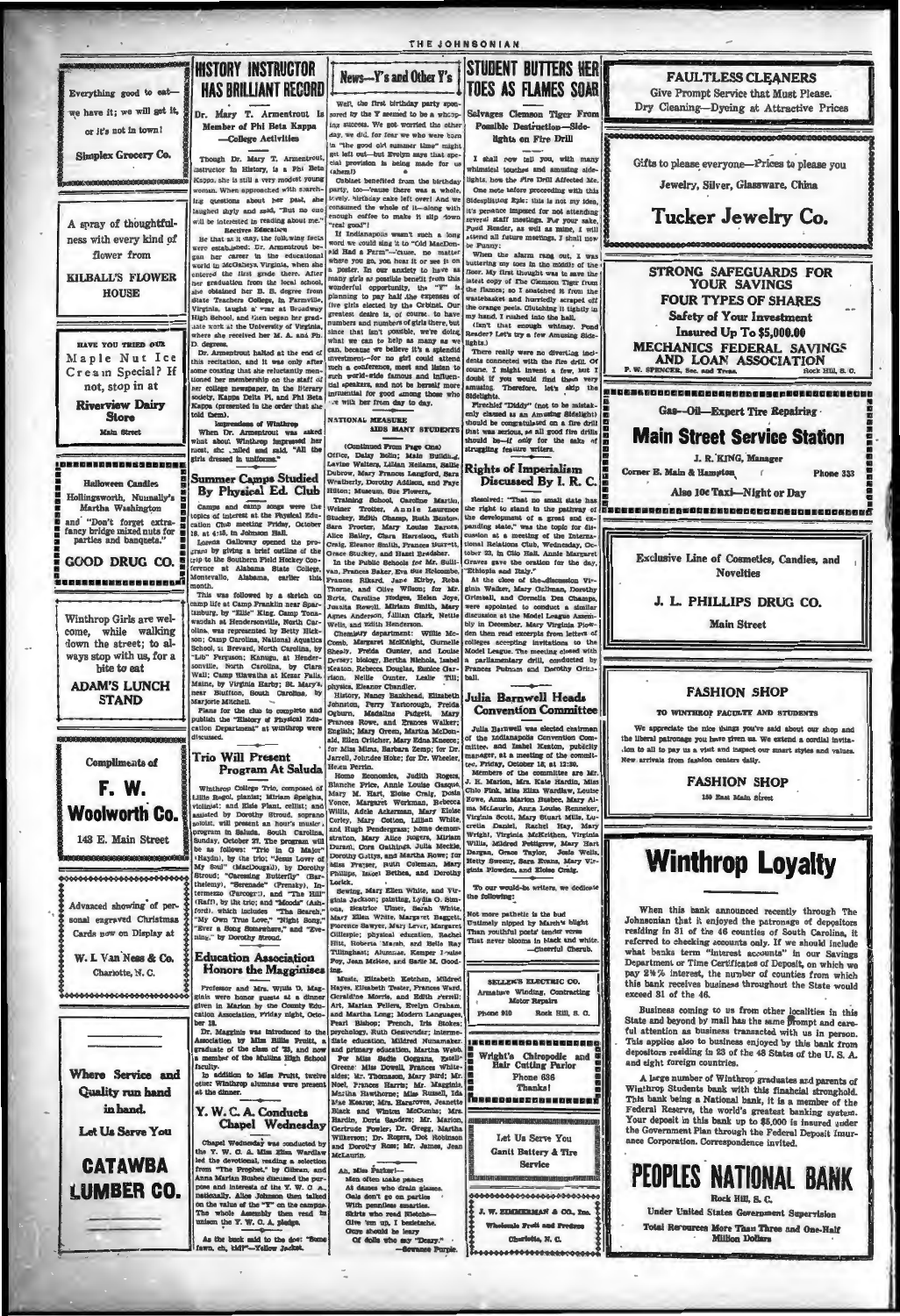Everything good to eat— we have it; we will get it, or it's not in town!

Simplex Grocery Co.

A spray of thoughtfulness with every kind of flower from

KILBALL'S FLOWER HOUSE

HAVE YOU TRIED OUR Maple Nut Ice Cream Special? If not, stop in at

Riverview Dairy Store

Main Street

Halloween Candies

Hollingsworth, Nunnally's Martha Washington and "Don't forget extra-fancy bridge mixed nuts for parties and banquets."

GOOD DRUG CO.

Winthrop Girls are welcome, while walking down the street; to always stop with us, for a bite to eat

ADAM'S LUNCH STAND

Compliments of

F. W. Woolworth Co.

143 E. Main Street

Advanced showing of personal engraved Christmas Cards now on Display at

W. I. Van Ness & Co.

Charlotte, N. C.

Where Service and Quality run hand in hand.

Let Us Serve You

CATAWBA LUMBER CO.

# HISTORY INSTRUCTOR HAS BRILLIANT RECORD

Dr. Mary T. Armentrout Is Member of Phi Beta Kappa

—College Activities

Though Dr. Mary T. Armentrout, instructor in History, is a Phi Beta Kappa, she is still a very modest young woman. When approached with searching questions about her past, she laughed shyly and said, "But no one will be interested in reading about me."

**Receives Education**

Be that as it may, the following facts were established: Dr. Armentrout began her career in the educational world in McGaheysville, Virginia, when she entered the first grade there. After her graduation from the local school, she obtained her B. S. degree from State Teachers College, in Farmville, Virginia, taught a year at Broadway High School, and then began her graduate work at the University of Virginia, where she received her M. A. and Ph. D. degrees.

Dr. Armentrout halted at the end of this recitation, and it was only after some coaxing that she reluctantly mentioned her membership on the staff of her college newspaper, in the literary society, Kappa Delta Pi, and Phi Beta Kappa (presented in the order that she told them).

**Impressions of Winthrop**

When Dr. Armentrout was asked what about Winthrop impressed her most, she smiled and said, "All the girls dressed in uniforms."

## Summer Camps Studied By Physical Ed. Club

Camps and camp songs were the topics of interest at the Physical Education Club meeting Friday, October 18, at 4:15, in Johnson Hall.

Lorena Galloway opened the program by giving a brief outline of the trip to the Southern Field Hockey Conference at Alabama State College, Montevallo, Alabama, earlier this month.

This was followed by a sketch on camp life at Camp Franklin near Spartanburg, by "Ellie" King. Camp Tonawandah at Hendersonville, North Carolina, was represented by Betty Hickson; Camp Carolina, National Aquatics School, at Brevard, North Carolina, by "Lib" Ferguson; Kanuga, at Hendersonville, North Carolina, by Clara Wall; Camp Hiawatha at Kezar Falls, Maine, by Virginia Earby; St. Mary's, near Bluffton, South Carolina, by Marjorie Mitchell.

Plans for the club to complete and publish the "History of Physical Education Department" at Winthrop were discussed.

## Trio Will Present Program At Saluda

Winthrop College Trio, composed of Lillie Register, pianist; Miriam Speights, violinist; and Elsie Plant, cellist; and assisted by Dorothy Stroud, soprano soloist, will present an hour's musical program in Saluda, South Carolina, Sunday, October 27. The program will be as follows: "Trio in G Major" (Haydn), by the trio; "Jesus Lover of My Soul" (MacDougall), by Dorothy Stroud; "Caressing Butterfly" (Barthelemy), "Serenade" (Prensky), Intermezzo (Puccini), and "The Hill" (Raff), by the trio; and "Moods" (Ashford), which includes "The Search," "My Own True Love," "Night Song," "Ever a Song Somewhere," and "Evening," by Dorothy Stroud.

## Education Association Honors the Magginises

Professor and Mrs. Willis D. Magginis were honor guests at a dinner given in Marion by the County Education Association, Friday night, October 18.

Dr. Magginis was introduced to the Association by Miss Billie Pruitt, a graduate of the class of '35, and now a member of the Mullins High School faculty.

In addition to Miss Pruitt, twelve other Winthrop alumnae were present at the dinner.

## Y. W. C. A. Conducts Chapel Wednesday

Chapel Wednesday was conducted by the Y. W. C. A. Miss Eliza Wardlaw led the devotional, reading a selection from "The Prophet," by Gibran, and Anna Marian Busbee discussed the purpose and interests of the Y. W. C. A. nationally. Alice Johnson then talked on the value of the "Y" on the campus. The whole Assembly then read in unison the Y. W. C. A. pledge.

As the buck said to the doe: "Some fawn, eh, kid?"—Yellow Jacket.

## News—Y's and Other Y's

Well, the first birthday party sponsored by the Y seemed to be a whopping success. We got worried the other day, we did, for fear we who were born in "the good old summer time" might get left out—but Evelyn says that special provision is being made for us (ahem!)

Cabinet benefited from the birthday party, too—'cause there was a whole, lovely, birthday cake left over! And we consumed the whole of it—along with enough coffee to make it slip down "real good"!

If Indianapolis wasn't such a long word we could sing it to "Old MacDonald Had a Farm"—'cause, no matter where you go, you hear it or see it on a poster. In our anxiety to have as many girls as possible benefit from this wonderful opportunity, the "Y" is planning to pay half the expenses of five girls elected by the Cabinet. Our greatest desire is, of course, to have numbers and numbers of girls there, but since that isn't possible, we're doing what we can to help as many as we can, because we believe it's a splendid investment—for no girl could attend such a conference, meet and listen to such world-wide famous and influential speakers, and not be herself more influential for good among those who we with her from day to day.

NATIONAL MEASURE AIDS MANY STUDENTS

(Continued From Page One)

Office, Daisy Belin; Main Building, Lavine Walters, Lillian Hellams, Sallie Dubrow, Mary Frances Langford, Sara Weatherly, Dorothy Addison, and Faye Hilton; Museum, Sue Flowers.

Training School, Caroline Martin, Weiner Trotter, Annie Laurence Stuckey, Edith Chasap, Ruth Benton, Sara Procter, Mary Louise Barnes, Alice Bailey, Clara Herndon, Ruth Craig, Eleanor Smith, Frances Burnett, Grace Stuckey, and Hazel Bradsher.

In the Public Schools for Mr. Sullivan, Frances Baker, Eva Sue Holcombe, Frances Rikard, Jane Kirby, Reba Thorne, and Olive Wilson; for Mr. Boris, Caroline Hodges, Helen Joye, Juanita Rowell, Miriam Smith, Mary Agnes Anderson, Lillian Clark, Nettie Wells, and Edith Henderson.

Chemistry department: Willie McComb, Margaret McKnight, Gurnelle Sheely, Freida Gunter, and Louise Dorsey; biology, Bertha Nichols, Isabel Keaton, Rebecca Douglas, Eunice Garrison, Nellie Gunter, Leslie Till; physics, Eleanor Chandler.

History, Nancy Bankhead, Elizabeth Johnston, Perry Yarborough, Freida Ogburn, Madaline Padgett, Mary Frances Rowe, and Frances Walker; English; Mary Green, Martha McDonald, Ellen Critcher, Mary Edna Kneece; for Miss Mims, Barbara Zemp; for Dr. Jarrell, Johndee Hoke; for Dr. Wheeler, Helen Perrin.

Home Economics, Judith Rogers, Blanche Price, Annie Louise Gaspard, Mary M. Hart, Eloise Craig, Doris Vance, Margaret Werkman, Rebecca Willis, Adele Ackerman, Mary Eloise Corley, Mary Cotton, Lillian White, and Hugh Pendergrass; home demonstration, Mary Alice Rogers, Miriam Duran, Cora Cushing, Julia Meckle, Dorothy Collyns, and Martha Rowe; for Miss Frazer, Ruth Coleman, Mary Phillips, Isabel Bethea, and Dorothy Lorick.

Sewing, Mary Ellen White, and Virginia Jackson; painting, Lydia O. Simmons, Beatrice Ulmer, Sarah White, Mary Ellen White, Margaret Baggett, Florence Sawyer, Mary Lever, Margaret Gillespie; physical education, Rachel Bitt, Roberta Marsh, and Belle Ray Tillinghast; Alumnae, Kemper Louise Foy, Jean McHee, and Sadie M. Gooding.

Music, Elizabeth Ketchen, Mildred Hayes, Elizabeth Tester, Frances Ward, Geraldine Morris, and Edith Ferrell; Art, Marian Fellers, Evelyn Graham, and Martha Long; Modern Languages, Pearl Bishop; French, Iris Stokes; psychology, Ruth Gestvender; intermediate education, Mildred Nunamaker, and primary education, Martha Webb. For Miss Sadie Goggans, Estelle Greene; Miss Dowell, Frances Whiteside; Mr. Thomason, Mary Bird; Mr. Noel, Frances Harris; Mr. Magginis, Martha Hawthorne; Miss Russell, Ida Mae Kearse; Mrs. Hargrove, Jeanette Black and Winton McCombs; Mrs. Hardin, Doris Sanders; Mr. Marion, Gertrude Fowler; Dr. Gregg, Martha Wilkerson; Dr. Rogers, Dot Robinson and Dorothy Rose; Mr. James, Jean McLaurin.

Ah, Miss Parker!—
Men often make passes
At dames who drain glasses.
Gals don't go on parties
With penniless smarties.
Skirts who read Nietzche—
Give 'em up, I beseitche.
Guys should be leary
Of dolls who say "Deary."
—Sewanee Purple.

# STUDENT BUTTERS HER TOES AS FLAMES SOAR

Salvages Clemson Tiger From Possible Destruction—Sidelights on Fire Drill

I shall now tell you, with many whimsical touches and amusing sidelights, how the Fire Drill Affected Me.

One note before proceeding with this Sidesplitting Epic: this is not my idea, it's penance imposed for not attending several staff meetings. For your sake, Fond Reader, as well as mine, I will attend all future meetings. I shall now be Funny:

When the alarm rang out, I was buttering my toes in the middle of the floor. My first thought was to save the latest copy of The Clemson Tiger from the flames; so I snatched it from the wastebasket and hurriedly scraped off the orange peels. Clutching it tightly in my hand, I rushed into the hall.

(Isn't that enough whimsy, Fond Reader? Let's try a few Amusing Sidelights.)

There really were no diverting incidents connected with the fire drill. Of course, I might invent a few, but I doubt if you would find them very amusing. Therefore, let's skip the Sidelights.

Firechief "Diddy" (not to be mistakenly classed as an Amusing Sidelight) should be congratulated on a fire drill that was serious, as all good fire drills should be—if only for the sake of struggling feature writers.

## Rights of Imperialism Discussed By I. R. C.

Resolved: "That no small state has the right to stand in the pathway of the development of a great and expanding state," was the topic for discussion at a meeting of the International Relations Club, Wednesday, October 23, in Clio Hall. Annie Margaret Graves gave the oration for the day, "Ethiopia and Italy."

At the close of the discussion Virginia Walker, Mary Gullman, Dorothy Grimball, and Cornelia Des Champs, were appointed to conduct a similar discussion at the Model League Assembly in December. Mary Virginia Plowden then read excerpts from letters of colleges accepting invitations to the Model League. The meeting closed with a parliamentary drill, conducted by Frances Putnam and Dorothy Grimball.

## Julia Barnwell Heads Convention Committee

Julia Barnwell was elected chairman of the Indianapolis Convention Committee, and Isabel Keaton, publicity manager, at a meeting of the committee, Friday, October 18, at 12:30.

Members of the committee are Mr. J. K. Marion, Mrs. Kate Hardin, Miss Chlo Fink, Miss Eliza Wardlaw, Louise Rowe, Anna Marion Busbee, Mary Alma McLaurin, Anna Louise Rennekar, Virginia Scott, Mary Stuart Mills, Lucretia Daniel, Rachel Hay, Mary Wright, Virginia McKeithen, Virginia Willis, Mildred Pettigrew, Mary Hart Dargan, Grace Taylor, Josie Wells, Betty Sweeny, Sara Evans, Mary Virginia Plowden, and Eloise Craig.

To our would-be writers, we dedicate the following:

Not more pathetic is the bud
Untimely nipped by March's blight
Than youthful poets' tender verse
That never blooms in black and white.
—Cheerful Cherub.

SELLER'S ELECTRIC CO.
Armature Winding, Contracting
Motor Repairs
Phone 910 Rock Hill, S. C.

Wright's Chiropodic and Hair Cutting Parlor
Phone 636
Thanks!

Let Us Serve You
Gantt Battery & Tire Service

J. W. ZIMMERMAN & CO., Inc.
Wholesale Fruit and Produce
Charlotte, N. C.

FAULTLESS CLEANERS
Give Prompt Service that Must Please.
Dry Cleaning—Dyeing at Attractive Prices

Gifts to please everyone—Prices to please you
Jewelry, Silver, Glassware, China

Tucker Jewelry Co.

STRONG SAFEGUARDS FOR YOUR SAVINGS
FOUR TYPES OF SHARES
Safety of Your Investment
Insured Up To $5,000.00
MECHANICS FEDERAL SAVINGS AND LOAN ASSOCIATION
F. W. SPENCER, Sec. and Treas. Rock Hill, S. C.

Gas—Oil—Expert Tire Repairing

Main Street Service Station

J. R. KING, Manager
Corner E. Main & Hampton Phone 333
Also 10c Taxi—Night or Day

Exclusive Line of Cosmetics, Candies, and Novelties

J. L. PHILLIPS DRUG CO.

Main Street

FASHION SHOP

TO WINTHROP FACULTY AND STUDENTS

We appreciate the nice things you've said about our shop and the liberal patronage you have given us. We extend a cordial invitation to all to pay us a visit and inspect our smart styles and values. New arrivals from fashion centers daily.

FASHION SHOP
150 East Main Street

# Winthrop Loyalty

When this bank announced recently through The Johnsonian that it enjoyed the patronage of depositors residing in 31 of the 46 counties of South Carolina, it referred to checking accounts only. If we should include what banks term "interest accounts" in our Savings Department or Time Certificates of Deposit, on which we pay 2½% interest, the number of counties from which this bank receives business throughout the State would exceed 31 of the 46.

Business coming to us from other localities in this State and beyond by mail has the same prompt and careful attention as business transacted with us in person. This applies also to business enjoyed by this bank from depositors residing in 23 of the 48 States of the U. S. A. and eight foreign countries.

A large number of Winthrop graduates and parents of Winthrop Students bank with this financial stronghold. This bank being a National bank, it is a member of the Federal Reserve, the world's greatest banking system. Your deposit in this bank up to $5,000 is insured under the Government Plan through the Federal Deposit Insurance Corporation. Correspondence invited.

PEOPLES NATIONAL BANK
Rock Hill, S. C.
Under United States Government Supervision
Total Resources More Than Three and One-Half Million Dollars